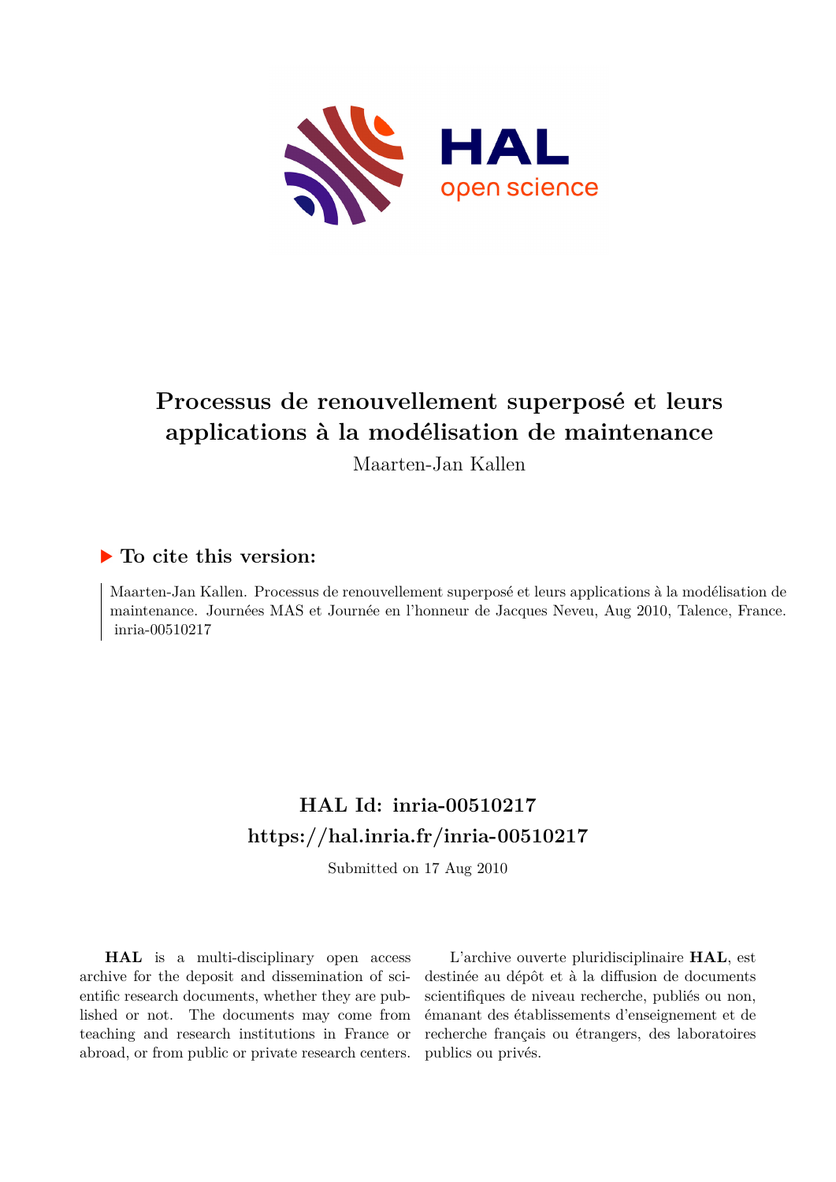# Processus de renouvellement superposé et leurs applications à la modélisation de maintenance

Maarten-Jan Kallen

## ▶ To cite this version:

Maarten-Jan Kallen. Processus de renouvellement superposé et leurs applications à la modélisation de maintenance. Journées MAS et Journée en l'honneur de Jacques Neveu, Aug 2010, Talence, France. inria-00510217

## HAL Id: inria-00510217

## https://hal.inria.fr/inria-00510217

Submitted on 17 Aug 2010

**HAL** is a multi-disciplinary open access archive for the deposit and dissemination of scientific research documents, whether they are published or not. The documents may come from teaching and research institutions in France or abroad, or from public or private research centers.

L'archive ouverte pluridisciplinaire **HAL**, est destinée au dépôt et à la diffusion de documents scientifiques de niveau recherche, publiés ou non, émanant des établissements d'enseignement et de recherche français ou étrangers, des laboratoires publics ou privés.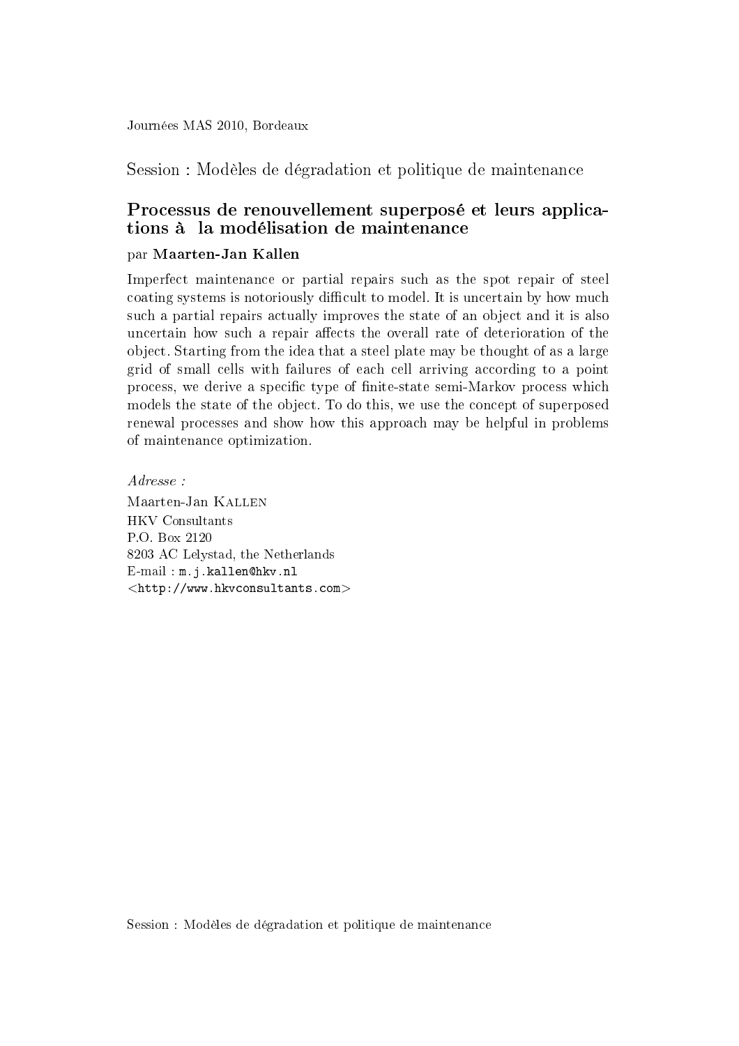Journées MAS 2010, Bordeaux

Session : Modèles de dégradation et politique de maintenance

## Processus de renouvellement superposé et leurs applications à la modélisation de maintenance

par **Maarten-Jan Kallen**

Imperfect maintenance or partial repairs such as the spot repair of steel coating systems is notoriously difficult to model. It is uncertain by how much such a partial repairs actually improves the state of an object and it is also uncertain how such a repair affects the overall rate of deterioration of the object. Starting from the idea that a steel plate may be thought of as a large grid of small cells with failures of each cell arriving according to a point process, we derive a specific type of finite-state semi-Markov process which models the state of the object. To do this, we use the concept of superposed renewal processes and show how this approach may be helpful in problems of maintenance optimization.

*Adresse :*

Maarten-Jan Kallen
HKV Consultants
P.O. Box 2120
8203 AC Lelystad, the Netherlands
E-mail : m.j.kallen@hkv.nl
<http://www.hkvconsultants.com>